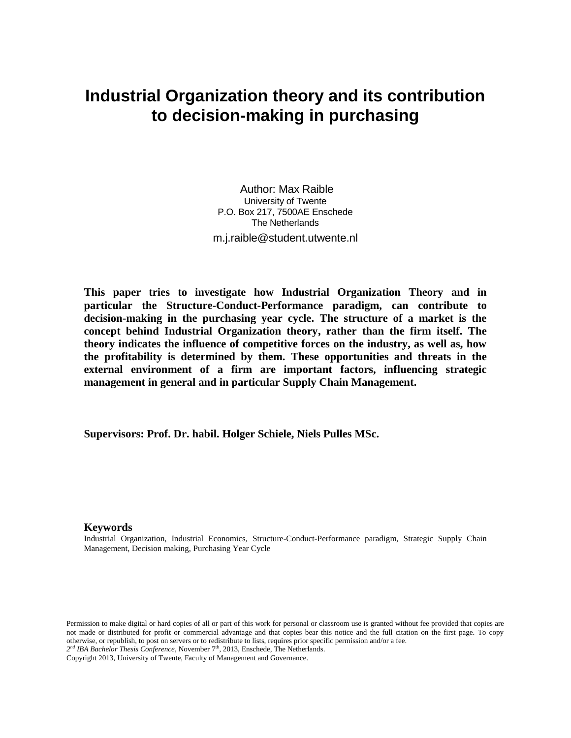# Industrial Organization theory and its contribution to decision-making in purchasing

Author: Max Raible
University of Twente
P.O. Box 217, 7500AE Enschede
The Netherlands
m.j.raible@student.utwente.nl

**This paper tries to investigate how Industrial Organization Theory and in particular the Structure-Conduct-Performance paradigm, can contribute to decision-making in the purchasing year cycle. The structure of a market is the concept behind Industrial Organization theory, rather than the firm itself. The theory indicates the influence of competitive forces on the industry, as well as, how the profitability is determined by them. These opportunities and threats in the external environment of a firm are important factors, influencing strategic management in general and in particular Supply Chain Management.**

**Supervisors: Prof. Dr. habil. Holger Schiele, Niels Pulles MSc.**

## Keywords

Industrial Organization, Industrial Economics, Structure-Conduct-Performance paradigm, Strategic Supply Chain Management, Decision making, Purchasing Year Cycle

Permission to make digital or hard copies of all or part of this work for personal or classroom use is granted without fee provided that copies are not made or distributed for profit or commercial advantage and that copies bear this notice and the full citation on the first page. To copy otherwise, or republish, to post on servers or to redistribute to lists, requires prior specific permission and/or a fee.
*2nd IBA Bachelor Thesis Conference*, November 7th, 2013, Enschede, The Netherlands.
Copyright 2013, University of Twente, Faculty of Management and Governance.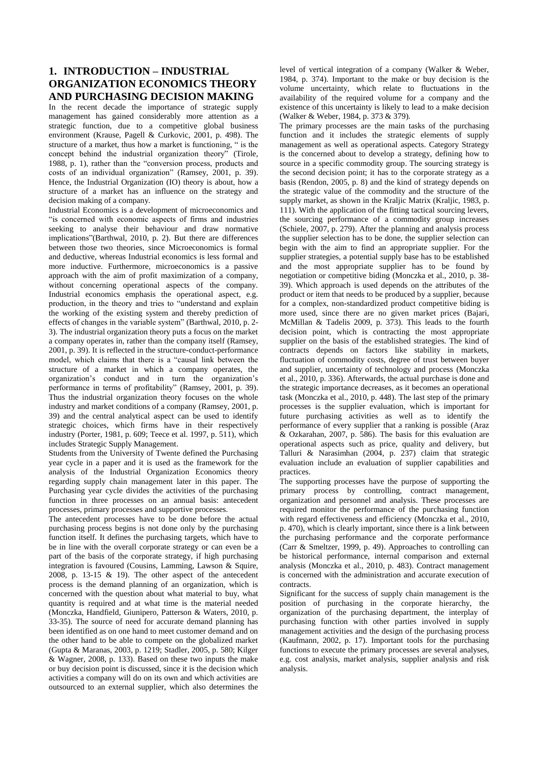# 1. INTRODUCTION – INDUSTRIAL ORGANIZATION ECONOMICS THEORY AND PURCHASING DECISION MAKING

In the recent decade the importance of strategic supply management has gained considerably more attention as a strategic function, due to a competitive global business environment (Krause, Pagell & Curkovic, 2001, p. 498). The structure of a market, thus how a market is functioning, " is the concept behind the industrial organization theory" (Tirole, 1988, p. 1), rather than the "conversion process, products and costs of an individual organization" (Ramsey, 2001, p. 39). Hence, the Industrial Organization (IO) theory is about, how a structure of a market has an influence on the strategy and decision making of a company.

Industrial Economics is a development of microeconomics and "is concerned with economic aspects of firms and industries seeking to analyse their behaviour and draw normative implications"(Barthwal, 2010, p. 2). But there are differences between those two theories, since Microeconomics is formal and deductive, whereas Industrial economics is less formal and more inductive. Furthermore, microeconomics is a passive approach with the aim of profit maximization of a company, without concerning operational aspects of the company. Industrial economics emphasis the operational aspect, e.g. production, in the theory and tries to "understand and explain the working of the existing system and thereby prediction of effects of changes in the variable system" (Barthwal, 2010, p. 2-3). The industrial organization theory puts a focus on the market a company operates in, rather than the company itself (Ramsey, 2001, p. 39). It is reflected in the structure-conduct-performance model, which claims that there is a "causal link between the structure of a market in which a company operates, the organization's conduct and in turn the organization's performance in terms of profitability" (Ramsey, 2001, p. 39). Thus the industrial organization theory focuses on the whole industry and market conditions of a company (Ramsey, 2001, p. 39) and the central analytical aspect can be used to identify strategic choices, which firms have in their respectively industry (Porter, 1981, p. 609; Teece et al. 1997, p. 511), which includes Strategic Supply Management.

Students from the University of Twente defined the Purchasing year cycle in a paper and it is used as the framework for the analysis of the Industrial Organization Economics theory regarding supply chain management later in this paper. The Purchasing year cycle divides the activities of the purchasing function in three processes on an annual basis: antecedent processes, primary processes and supportive processes.

The antecedent processes have to be done before the actual purchasing process begins is not done only by the purchasing function itself. It defines the purchasing targets, which have to be in line with the overall corporate strategy or can even be a part of the basis of the corporate strategy, if high purchasing integration is favoured (Cousins, Lamming, Lawson & Squire, 2008, p. 13-15 & 19). The other aspect of the antecedent process is the demand planning of an organization, which is concerned with the question about what material to buy, what quantity is required and at what time is the material needed (Monczka, Handfield, Giunipero, Patterson & Waters, 2010, p. 33-35). The source of need for accurate demand planning has been identified as on one hand to meet customer demand and on the other hand to be able to compete on the globalized market (Gupta & Maranas, 2003, p. 1219; Stadler, 2005, p. 580; Kilger & Wagner, 2008, p. 133). Based on these two inputs the make or buy decision point is discussed, since it is the decision which activities a company will do on its own and which activities are outsourced to an external supplier, which also determines the level of vertical integration of a company (Walker & Weber, 1984, p. 374). Important to the make or buy decision is the volume uncertainty, which relate to fluctuations in the availability of the required volume for a company and the existence of this uncertainty is likely to lead to a make decision (Walker & Weber, 1984, p. 373 & 379).

The primary processes are the main tasks of the purchasing function and it includes the strategic elements of supply management as well as operational aspects. Category Strategy is the concerned about to develop a strategy, defining how to source in a specific commodity group. The sourcing strategy is the second decision point; it has to the corporate strategy as a basis (Rendon, 2005, p. 8) and the kind of strategy depends on the strategic value of the commodity and the structure of the supply market, as shown in the Kraljic Matrix (Kraljic, 1983, p. 111). With the application of the fitting tactical sourcing levers, the sourcing performance of a commodity group increases (Schiele, 2007, p. 279). After the planning and analysis process the supplier selection has to be done, the supplier selection can begin with the aim to find an appropriate supplier. For the supplier strategies, a potential supply base has to be established and the most appropriate supplier has to be found by negotiation or competitive biding (Monczka et al., 2010, p. 38-39). Which approach is used depends on the attributes of the product or item that needs to be produced by a supplier, because for a complex, non-standardized product competitive biding is more used, since there are no given market prices (Bajari, McMillan & Tadelis 2009, p. 373). This leads to the fourth decision point, which is contracting the most appropriate supplier on the basis of the established strategies. The kind of contracts depends on factors like stability in markets, fluctuation of commodity costs, degree of trust between buyer and supplier, uncertainty of technology and process (Monczka et al., 2010, p. 336). Afterwards, the actual purchase is done and the strategic importance decreases, as it becomes an operational task (Monczka et al., 2010, p. 448). The last step of the primary processes is the supplier evaluation, which is important for future purchasing activities as well as to identify the performance of every supplier that a ranking is possible (Araz & Ozkarahan, 2007, p. 586). The basis for this evaluation are operational aspects such as price, quality and delivery, but Talluri & Narasimhan (2004, p. 237) claim that strategic evaluation include an evaluation of supplier capabilities and practices.

The supporting processes have the purpose of supporting the primary process by controlling, contract management, organization and personnel and analysis. These processes are required monitor the performance of the purchasing function with regard effectiveness and efficiency (Monczka et al., 2010, p. 470), which is clearly important, since there is a link between the purchasing performance and the corporate performance (Carr & Smeltzer, 1999, p. 49). Approaches to controlling can be historical performance, internal comparison and external analysis (Monczka et al., 2010, p. 483). Contract management is concerned with the administration and accurate execution of contracts.

Significant for the success of supply chain management is the position of purchasing in the corporate hierarchy, the organization of the purchasing department, the interplay of purchasing function with other parties involved in supply management activities and the design of the purchasing process (Kaufmann, 2002, p. 17). Important tools for the purchasing functions to execute the primary processes are several analyses, e.g. cost analysis, market analysis, supplier analysis and risk analysis.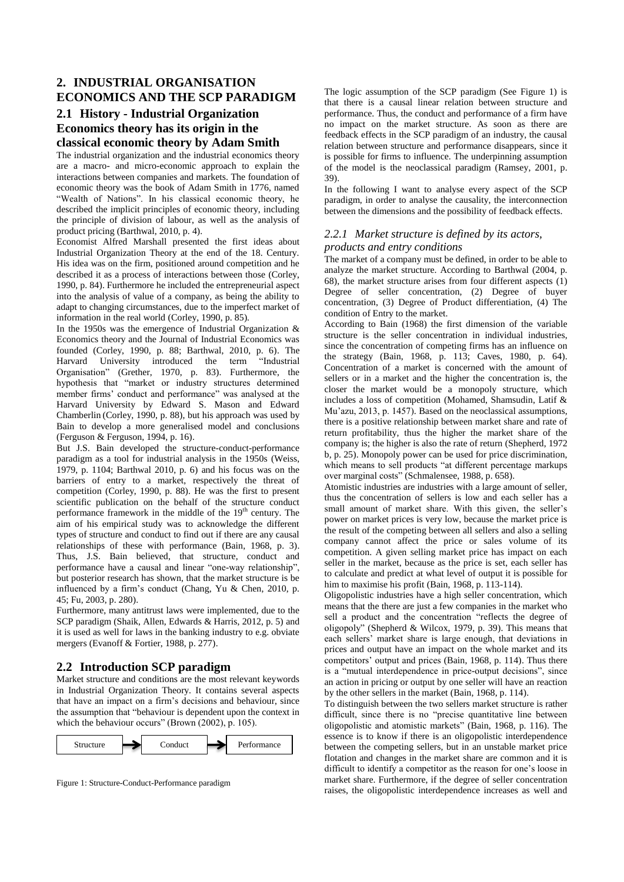## 2. INDUSTRIAL ORGANISATION ECONOMICS AND THE SCP PARADIGM

### 2.1 History - Industrial Organization Economics theory has its origin in the classical economic theory by Adam Smith

The industrial organization and the industrial economics theory are a macro- and micro-economic approach to explain the interactions between companies and markets. The foundation of economic theory was the book of Adam Smith in 1776, named "Wealth of Nations". In his classical economic theory, he described the implicit principles of economic theory, including the principle of division of labour, as well as the analysis of product pricing (Barthwal, 2010, p. 4).

Economist Alfred Marshall presented the first ideas about Industrial Organization Theory at the end of the 18. Century. His idea was on the firm, positioned around competition and he described it as a process of interactions between those (Corley, 1990, p. 84). Furthermore he included the entrepreneurial aspect into the analysis of value of a company, as being the ability to adapt to changing circumstances, due to the imperfect market of information in the real world (Corley, 1990, p. 85).

In the 1950s was the emergence of Industrial Organization & Economics theory and the Journal of Industrial Economics was founded (Corley, 1990, p. 88; Barthwal, 2010, p. 6). The Harvard University introduced the term "Industrial Organisation" (Grether, 1970, p. 83). Furthermore, the hypothesis that "market or industry structures determined member firms' conduct and performance" was analysed at the Harvard University by Edward S. Mason and Edward Chamberlin (Corley, 1990, p. 88), but his approach was used by Bain to develop a more generalised model and conclusions (Ferguson & Ferguson, 1994, p. 16).

But J.S. Bain developed the structure-conduct-performance paradigm as a tool for industrial analysis in the 1950s (Weiss, 1979, p. 1104; Barthwal 2010, p. 6) and his focus was on the barriers of entry to a market, respectively the threat of competition (Corley, 1990, p. 88). He was the first to present scientific publication on the behalf of the structure conduct performance framework in the middle of the 19th century. The aim of his empirical study was to acknowledge the different types of structure and conduct to find out if there are any causal relationships of these with performance (Bain, 1968, p. 3). Thus, J.S. Bain believed, that structure, conduct and performance have a causal and linear "one-way relationship", but posterior research has shown, that the market structure is be influenced by a firm's conduct (Chang, Yu & Chen, 2010, p. 45; Fu, 2003, p. 280).

Furthermore, many antitrust laws were implemented, due to the SCP paradigm (Shaik, Allen, Edwards & Harris, 2012, p. 5) and it is used as well for laws in the banking industry to e.g. obviate mergers (Evanoff & Fortier, 1988, p. 277).

### 2.2 Introduction SCP paradigm

Market structure and conditions are the most relevant keywords in Industrial Organization Theory. It contains several aspects that have an impact on a firm's decisions and behaviour, since the assumption that "behaviour is dependent upon the context in which the behaviour occurs" (Brown (2002), p. 105).

Structure → Conduct → Performance

Figure 1: Structure-Conduct-Performance paradigm

The logic assumption of the SCP paradigm (See Figure 1) is that there is a causal linear relation between structure and performance. Thus, the conduct and performance of a firm have no impact on the market structure. As soon as there are feedback effects in the SCP paradigm of an industry, the causal relation between structure and performance disappears, since it is possible for firms to influence. The underpinning assumption of the model is the neoclassical paradigm (Ramsey, 2001, p. 39).

In the following I want to analyse every aspect of the SCP paradigm, in order to analyse the causality, the interconnection between the dimensions and the possibility of feedback effects.

#### *2.2.1 Market structure is defined by its actors, products and entry conditions*

The market of a company must be defined, in order to be able to analyze the market structure. According to Barthwal (2004, p. 68), the market structure arises from four different aspects (1) Degree of seller concentration, (2) Degree of buyer concentration, (3) Degree of Product differentiation, (4) The condition of Entry to the market.

According to Bain (1968) the first dimension of the variable structure is the seller concentration in individual industries, since the concentration of competing firms has an influence on the strategy (Bain, 1968, p. 113; Caves, 1980, p. 64). Concentration of a market is concerned with the amount of sellers or in a market and the higher the concentration is, the closer the market would be a monopoly structure, which includes a loss of competition (Mohamed, Shamsudin, Latif & Mu'azu, 2013, p. 1457). Based on the neoclassical assumptions, there is a positive relationship between market share and rate of return profitability, thus the higher the market share of the company is; the higher is also the rate of return (Shepherd, 1972 b, p. 25). Monopoly power can be used for price discrimination, which means to sell products "at different percentage markups over marginal costs" (Schmalensee, 1988, p. 658).

Atomistic industries are industries with a large amount of seller, thus the concentration of sellers is low and each seller has a small amount of market share. With this given, the seller's power on market prices is very low, because the market price is the result of the competing between all sellers and also a selling company cannot affect the price or sales volume of its competition. A given selling market price has impact on each seller in the market, because as the price is set, each seller has to calculate and predict at what level of output it is possible for him to maximise his profit (Bain, 1968, p. 113-114).

Oligopolistic industries have a high seller concentration, which means that the there are just a few companies in the market who sell a product and the concentration "reflects the degree of oligopoly" (Shepherd & Wilcox, 1979, p. 39). This means that each sellers' market share is large enough, that deviations in prices and output have an impact on the whole market and its competitors' output and prices (Bain, 1968, p. 114). Thus there is a "mutual interdependence in price-output decisions", since an action in pricing or output by one seller will have an reaction by the other sellers in the market (Bain, 1968, p. 114).

To distinguish between the two sellers market structure is rather difficult, since there is no "precise quantitative line between oligopolistic and atomistic markets" (Bain, 1968, p. 116). The essence is to know if there is an oligopolistic interdependence between the competing sellers, but in an unstable market price flotation and changes in the market share are common and it is difficult to identify a competitor as the reason for one's loose in market share. Furthermore, if the degree of seller concentration raises, the oligopolistic interdependence increases as well and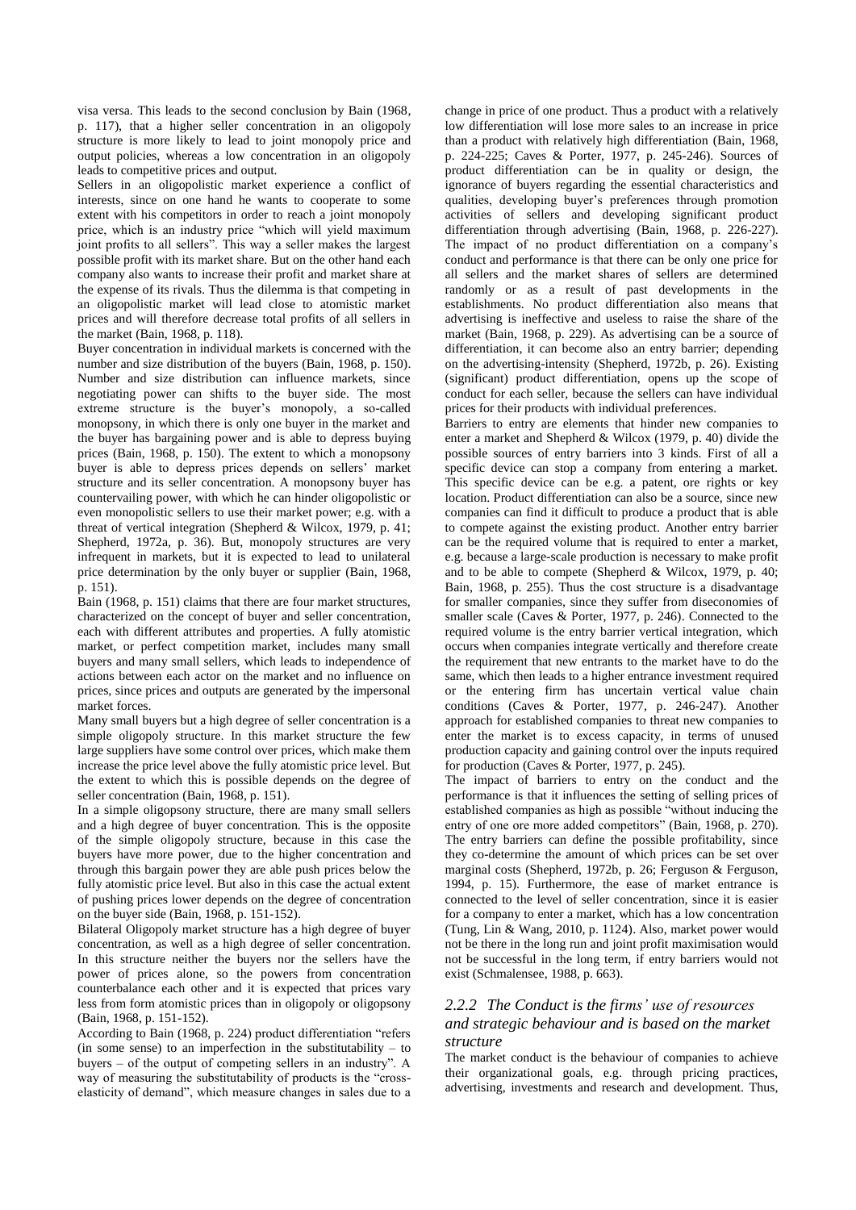visa versa. This leads to the second conclusion by Bain (1968, p. 117), that a higher seller concentration in an oligopoly structure is more likely to lead to joint monopoly price and output policies, whereas a low concentration in an oligopoly leads to competitive prices and output.

Sellers in an oligopolistic market experience a conflict of interests, since on one hand he wants to cooperate to some extent with his competitors in order to reach a joint monopoly price, which is an industry price "which will yield maximum joint profits to all sellers". This way a seller makes the largest possible profit with its market share. But on the other hand each company also wants to increase their profit and market share at the expense of its rivals. Thus the dilemma is that competing in an oligopolistic market will lead close to atomistic market prices and will therefore decrease total profits of all sellers in the market (Bain, 1968, p. 118).

Buyer concentration in individual markets is concerned with the number and size distribution of the buyers (Bain, 1968, p. 150). Number and size distribution can influence markets, since negotiating power can shifts to the buyer side. The most extreme structure is the buyer's monopoly, a so-called monopsony, in which there is only one buyer in the market and the buyer has bargaining power and is able to depress buying prices (Bain, 1968, p. 150). The extent to which a monopsony buyer is able to depress prices depends on sellers' market structure and its seller concentration. A monopsony buyer has countervailing power, with which he can hinder oligopolistic or even monopolistic sellers to use their market power; e.g. with a threat of vertical integration (Shepherd & Wilcox, 1979, p. 41; Shepherd, 1972a, p. 36). But, monopoly structures are very infrequent in markets, but it is expected to lead to unilateral price determination by the only buyer or supplier (Bain, 1968, p. 151).

Bain (1968, p. 151) claims that there are four market structures, characterized on the concept of buyer and seller concentration, each with different attributes and properties. A fully atomistic market, or perfect competition market, includes many small buyers and many small sellers, which leads to independence of actions between each actor on the market and no influence on prices, since prices and outputs are generated by the impersonal market forces.

Many small buyers but a high degree of seller concentration is a simple oligopoly structure. In this market structure the few large suppliers have some control over prices, which make them increase the price level above the fully atomistic price level. But the extent to which this is possible depends on the degree of seller concentration (Bain, 1968, p. 151).

In a simple oligopsony structure, there are many small sellers and a high degree of buyer concentration. This is the opposite of the simple oligopoly structure, because in this case the buyers have more power, due to the higher concentration and through this bargain power they are able push prices below the fully atomistic price level. But also in this case the actual extent of pushing prices lower depends on the degree of concentration on the buyer side (Bain, 1968, p. 151-152).

Bilateral Oligopoly market structure has a high degree of buyer concentration, as well as a high degree of seller concentration. In this structure neither the buyers nor the sellers have the power of prices alone, so the powers from concentration counterbalance each other and it is expected that prices vary less from form atomistic prices than in oligopoly or oligopsony (Bain, 1968, p. 151-152).

According to Bain (1968, p. 224) product differentiation "refers (in some sense) to an imperfection in the substitutability – to buyers – of the output of competing sellers in an industry". A way of measuring the substitutability of products is the "cross-elasticity of demand", which measure changes in sales due to a change in price of one product. Thus a product with a relatively low differentiation will lose more sales to an increase in price than a product with relatively high differentiation (Bain, 1968, p. 224-225; Caves & Porter, 1977, p. 245-246). Sources of product differentiation can be in quality or design, the ignorance of buyers regarding the essential characteristics and qualities, developing buyer's preferences through promotion activities of sellers and developing significant product differentiation through advertising (Bain, 1968, p. 226-227). The impact of no product differentiation on a company's conduct and performance is that there can be only one price for all sellers and the market shares of sellers are determined randomly or as a result of past developments in the establishments. No product differentiation also means that advertising is ineffective and useless to raise the share of the market (Bain, 1968, p. 229). As advertising can be a source of differentiation, it can become also an entry barrier; depending on the advertising-intensity (Shepherd, 1972b, p. 26). Existing (significant) product differentiation, opens up the scope of conduct for each seller, because the sellers can have individual prices for their products with individual preferences.

Barriers to entry are elements that hinder new companies to enter a market and Shepherd & Wilcox (1979, p. 40) divide the possible sources of entry barriers into 3 kinds. First of all a specific device can stop a company from entering a market. This specific device can be e.g. a patent, ore rights or key location. Product differentiation can also be a source, since new companies can find it difficult to produce a product that is able to compete against the existing product. Another entry barrier can be the required volume that is required to enter a market, e.g. because a large-scale production is necessary to make profit and to be able to compete (Shepherd & Wilcox, 1979, p. 40; Bain, 1968, p. 255). Thus the cost structure is a disadvantage for smaller companies, since they suffer from diseconomies of smaller scale (Caves & Porter, 1977, p. 246). Connected to the required volume is the entry barrier vertical integration, which occurs when companies integrate vertically and therefore create the requirement that new entrants to the market have to do the same, which then leads to a higher entrance investment required or the entering firm has uncertain vertical value chain conditions (Caves & Porter, 1977, p. 246-247). Another approach for established companies to threat new companies to enter the market is to excess capacity, in terms of unused production capacity and gaining control over the inputs required for production (Caves & Porter, 1977, p. 245).

The impact of barriers to entry on the conduct and the performance is that it influences the setting of selling prices of established companies as high as possible "without inducing the entry of one ore more added competitors" (Bain, 1968, p. 270). The entry barriers can define the possible profitability, since they co-determine the amount of which prices can be set over marginal costs (Shepherd, 1972b, p. 26; Ferguson & Ferguson, 1994, p. 15). Furthermore, the ease of market entrance is connected to the level of seller concentration, since it is easier for a company to enter a market, which has a low concentration (Tung, Lin & Wang, 2010, p. 1124). Also, market power would not be there in the long run and joint profit maximisation would not be successful in the long term, if entry barriers would not exist (Schmalensee, 1988, p. 663).

### *2.2.2 The Conduct is the firms' use of resources and strategic behaviour and is based on the market structure*

The market conduct is the behaviour of companies to achieve their organizational goals, e.g. through pricing practices, advertising, investments and research and development. Thus,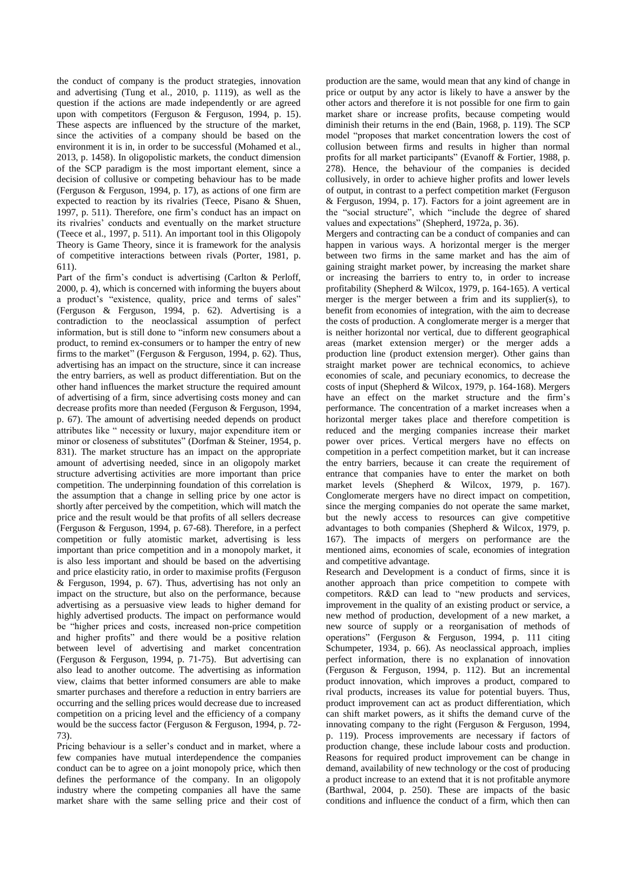the conduct of company is the product strategies, innovation and advertising (Tung et al., 2010, p. 1119), as well as the question if the actions are made independently or are agreed upon with competitors (Ferguson & Ferguson, 1994, p. 15). These aspects are influenced by the structure of the market, since the activities of a company should be based on the environment it is in, in order to be successful (Mohamed et al., 2013, p. 1458). In oligopolistic markets, the conduct dimension of the SCP paradigm is the most important element, since a decision of collusive or competing behaviour has to be made (Ferguson & Ferguson, 1994, p. 17), as actions of one firm are expected to reaction by its rivalries (Teece, Pisano & Shuen, 1997, p. 511). Therefore, one firm's conduct has an impact on its rivalries' conducts and eventually on the market structure (Teece et al., 1997, p. 511). An important tool in this Oligopoly Theory is Game Theory, since it is framework for the analysis of competitive interactions between rivals (Porter, 1981, p. 611).

Part of the firm's conduct is advertising (Carlton & Perloff, 2000, p. 4), which is concerned with informing the buyers about a product's "existence, quality, price and terms of sales" (Ferguson & Ferguson, 1994, p. 62). Advertising is a contradiction to the neoclassical assumption of perfect information, but is still done to "inform new consumers about a product, to remind ex-consumers or to hamper the entry of new firms to the market" (Ferguson & Ferguson, 1994, p. 62). Thus, advertising has an impact on the structure, since it can increase the entry barriers, as well as product differentiation. But on the other hand influences the market structure the required amount of advertising of a firm, since advertising costs money and can decrease profits more than needed (Ferguson & Ferguson, 1994, p. 67). The amount of advertising needed depends on product attributes like " necessity or luxury, major expenditure item or minor or closeness of substitutes" (Dorfman & Steiner, 1954, p. 831). The market structure has an impact on the appropriate amount of advertising needed, since in an oligopoly market structure advertising activities are more important than price competition. The underpinning foundation of this correlation is the assumption that a change in selling price by one actor is shortly after perceived by the competition, which will match the price and the result would be that profits of all sellers decrease (Ferguson & Ferguson, 1994, p. 67-68). Therefore, in a perfect competition or fully atomistic market, advertising is less important than price competition and in a monopoly market, it is also less important and should be based on the advertising and price elasticity ratio, in order to maximise profits (Ferguson & Ferguson, 1994, p. 67). Thus, advertising has not only an impact on the structure, but also on the performance, because advertising as a persuasive view leads to higher demand for highly advertised products. The impact on performance would be "higher prices and costs, increased non-price competition and higher profits" and there would be a positive relation between level of advertising and market concentration (Ferguson & Ferguson, 1994, p. 71-75). But advertising can also lead to another outcome. The advertising as information view, claims that better informed consumers are able to make smarter purchases and therefore a reduction in entry barriers are occurring and the selling prices would decrease due to increased competition on a pricing level and the efficiency of a company would be the success factor (Ferguson & Ferguson, 1994, p. 72-73).

Pricing behaviour is a seller's conduct and in market, where a few companies have mutual interdependence the companies conduct can be to agree on a joint monopoly price, which then defines the performance of the company. In an oligopoly industry where the competing companies all have the same market share with the same selling price and their cost of production are the same, would mean that any kind of change in price or output by any actor is likely to have a answer by the other actors and therefore it is not possible for one firm to gain market share or increase profits, because competing would diminish their returns in the end (Bain, 1968, p. 119). The SCP model "proposes that market concentration lowers the cost of collusion between firms and results in higher than normal profits for all market participants" (Evanoff & Fortier, 1988, p. 278). Hence, the behaviour of the companies is decided collusively, in order to achieve higher profits and lower levels of output, in contrast to a perfect competition market (Ferguson & Ferguson, 1994, p. 17). Factors for a joint agreement are in the "social structure", which "include the degree of shared values and expectations" (Shepherd, 1972a, p. 36).

Mergers and contracting can be a conduct of companies and can happen in various ways. A horizontal merger is the merger between two firms in the same market and has the aim of gaining straight market power, by increasing the market share or increasing the barriers to entry to, in order to increase profitability (Shepherd & Wilcox, 1979, p. 164-165). A vertical merger is the merger between a frim and its supplier(s), to benefit from economies of integration, with the aim to decrease the costs of production. A conglomerate merger is a merger that is neither horizontal nor vertical, due to different geographical areas (market extension merger) or the merger adds a production line (product extension merger). Other gains than straight market power are technical economics, to achieve economies of scale, and pecuniary economics, to decrease the costs of input (Shepherd & Wilcox, 1979, p. 164-168). Mergers have an effect on the market structure and the firm's performance. The concentration of a market increases when a horizontal merger takes place and therefore competition is reduced and the merging companies increase their market power over prices. Vertical mergers have no effects on competition in a perfect competition market, but it can increase the entry barriers, because it can create the requirement of entrance that companies have to enter the market on both market levels (Shepherd & Wilcox, 1979, p. 167). Conglomerate mergers have no direct impact on competition, since the merging companies do not operate the same market, but the newly access to resources can give competitive advantages to both companies (Shepherd & Wilcox, 1979, p. 167). The impacts of mergers on performance are the mentioned aims, economies of scale, economies of integration and competitive advantage.

Research and Development is a conduct of firms, since it is another approach than price competition to compete with competitors. R&D can lead to "new products and services, improvement in the quality of an existing product or service, a new method of production, development of a new market, a new source of supply or a reorganisation of methods of operations" (Ferguson & Ferguson, 1994, p. 111 citing Schumpeter, 1934, p. 66). As neoclassical approach, implies perfect information, there is no explanation of innovation (Ferguson & Ferguson, 1994, p. 112). But an incremental product innovation, which improves a product, compared to rival products, increases its value for potential buyers. Thus, product improvement can act as product differentiation, which can shift market powers, as it shifts the demand curve of the innovating company to the right (Ferguson & Ferguson, 1994, p. 119). Process improvements are necessary if factors of production change, these include labour costs and production. Reasons for required product improvement can be change in demand, availability of new technology or the cost of producing a product increase to an extend that it is not profitable anymore (Barthwal, 2004, p. 250). These are impacts of the basic conditions and influence the conduct of a firm, which then can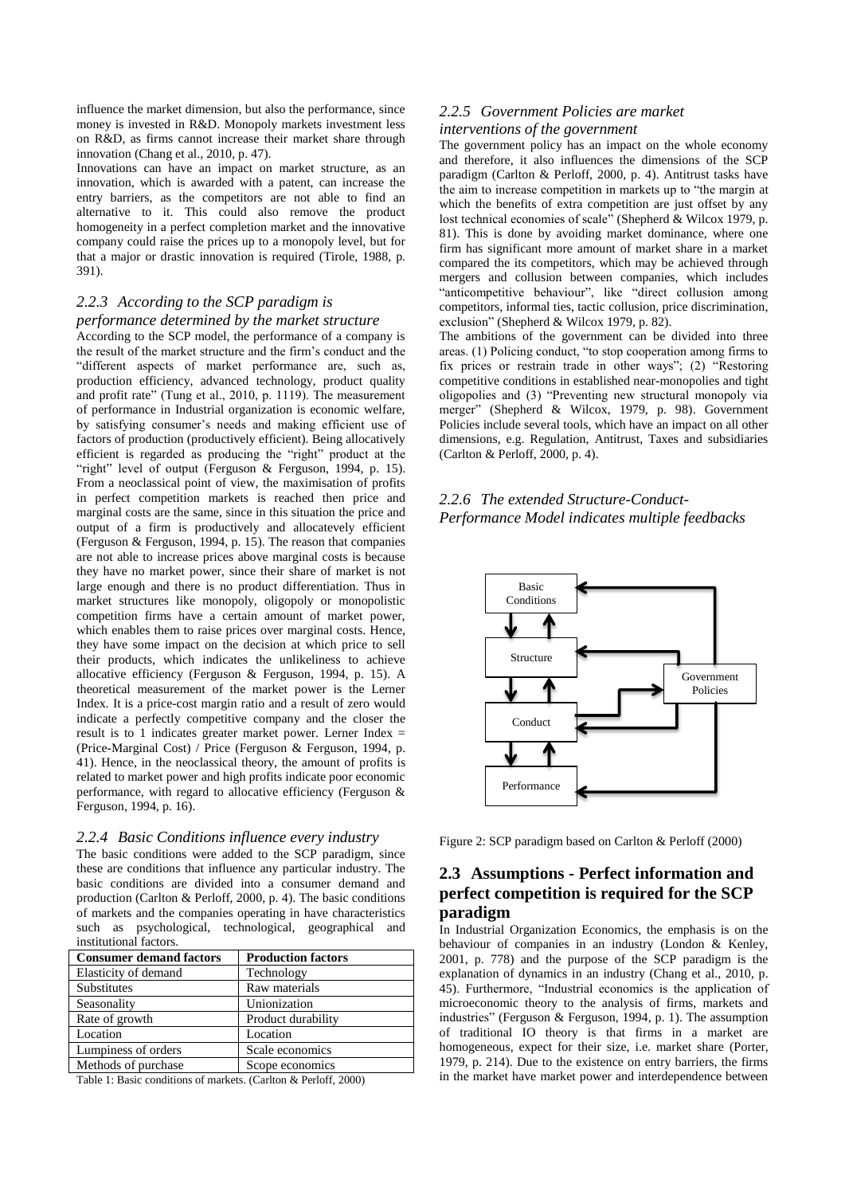influence the market dimension, but also the performance, since money is invested in R&D. Monopoly markets investment less on R&D, as firms cannot increase their market share through innovation (Chang et al., 2010, p. 47).

Innovations can have an impact on market structure, as an innovation, which is awarded with a patent, can increase the entry barriers, as the competitors are not able to find an alternative to it. This could also remove the product homogeneity in a perfect completion market and the innovative company could raise the prices up to a monopoly level, but for that a major or drastic innovation is required (Tirole, 1988, p. 391).

### *2.2.3 According to the SCP paradigm is performance determined by the market structure*

According to the SCP model, the performance of a company is the result of the market structure and the firm's conduct and the "different aspects of market performance are, such as, production efficiency, advanced technology, product quality and profit rate" (Tung et al., 2010, p. 1119). The measurement of performance in Industrial organization is economic welfare, by satisfying consumer's needs and making efficient use of factors of production (productively efficient). Being allocatively efficient is regarded as producing the "right" product at the "right" level of output (Ferguson & Ferguson, 1994, p. 15). From a neoclassical point of view, the maximisation of profits in perfect competition markets is reached then price and marginal costs are the same, since in this situation the price and output of a firm is productively and allocatevely efficient (Ferguson & Ferguson, 1994, p. 15). The reason that companies are not able to increase prices above marginal costs is because they have no market power, since their share of market is not large enough and there is no product differentiation. Thus in market structures like monopoly, oligopoly or monopolistic competition firms have a certain amount of market power, which enables them to raise prices over marginal costs. Hence, they have some impact on the decision at which price to sell their products, which indicates the unlikeliness to achieve allocative efficiency (Ferguson & Ferguson, 1994, p. 15). A theoretical measurement of the market power is the Lerner Index. It is a price-cost margin ratio and a result of zero would indicate a perfectly competitive company and the closer the result is to 1 indicates greater market power. Lerner Index = (Price-Marginal Cost) / Price (Ferguson & Ferguson, 1994, p. 41). Hence, in the neoclassical theory, the amount of profits is related to market power and high profits indicate poor economic performance, with regard to allocative efficiency (Ferguson & Ferguson, 1994, p. 16).

### *2.2.4 Basic Conditions influence every industry*

The basic conditions were added to the SCP paradigm, since these are conditions that influence any particular industry. The basic conditions are divided into a consumer demand and production (Carlton & Perloff, 2000, p. 4). The basic conditions of markets and the companies operating in have characteristics such as psychological, technological, geographical and institutional factors.

| Consumer demand factors | Production factors |
|---|---|
| Elasticity of demand | Technology |
| Substitutes | Raw materials |
| Seasonality | Unionization |
| Rate of growth | Product durability |
| Location | Location |
| Lumpiness of orders | Scale economics |
| Methods of purchase | Scope economics |

Table 1: Basic conditions of markets. (Carlton & Perloff, 2000)

### *2.2.5 Government Policies are market interventions of the government*

The government policy has an impact on the whole economy and therefore, it also influences the dimensions of the SCP paradigm (Carlton & Perloff, 2000, p. 4). Antitrust tasks have the aim to increase competition in markets up to "the margin at which the benefits of extra competition are just offset by any lost technical economies of scale" (Shepherd & Wilcox 1979, p. 81). This is done by avoiding market dominance, where one firm has significant more amount of market share in a market compared the its competitors, which may be achieved through mergers and collusion between companies, which includes "anticompetitive behaviour", like "direct collusion among competitors, informal ties, tactic collusion, price discrimination, exclusion" (Shepherd & Wilcox 1979, p. 82).

The ambitions of the government can be divided into three areas. (1) Policing conduct, "to stop cooperation among firms to fix prices or restrain trade in other ways"; (2) "Restoring competitive conditions in established near-monopolies and tight oligopolies and (3) "Preventing new structural monopoly via merger" (Shepherd & Wilcox, 1979, p. 98). Government Policies include several tools, which have an impact on all other dimensions, e.g. Regulation, Antitrust, Taxes and subsidiaries (Carlton & Perloff, 2000, p. 4).

### *2.2.6 The extended Structure-Conduct-Performance Model indicates multiple feedbacks*

Basic Conditions

Structure

Government Policies

Conduct

Performance

Figure 2: SCP paradigm based on Carlton & Perloff (2000)

## 2.3 Assumptions - Perfect information and perfect competition is required for the SCP paradigm

In Industrial Organization Economics, the emphasis is on the behaviour of companies in an industry (London & Kenley, 2001, p. 778) and the purpose of the SCP paradigm is the explanation of dynamics in an industry (Chang et al., 2010, p. 45). Furthermore, "Industrial economics is the application of microeconomic theory to the analysis of firms, markets and industries" (Ferguson & Ferguson, 1994, p. 1). The assumption of traditional IO theory is that firms in a market are homogeneous, expect for their size, i.e. market share (Porter, 1979, p. 214). Due to the existence on entry barriers, the firms in the market have market power and interdependence between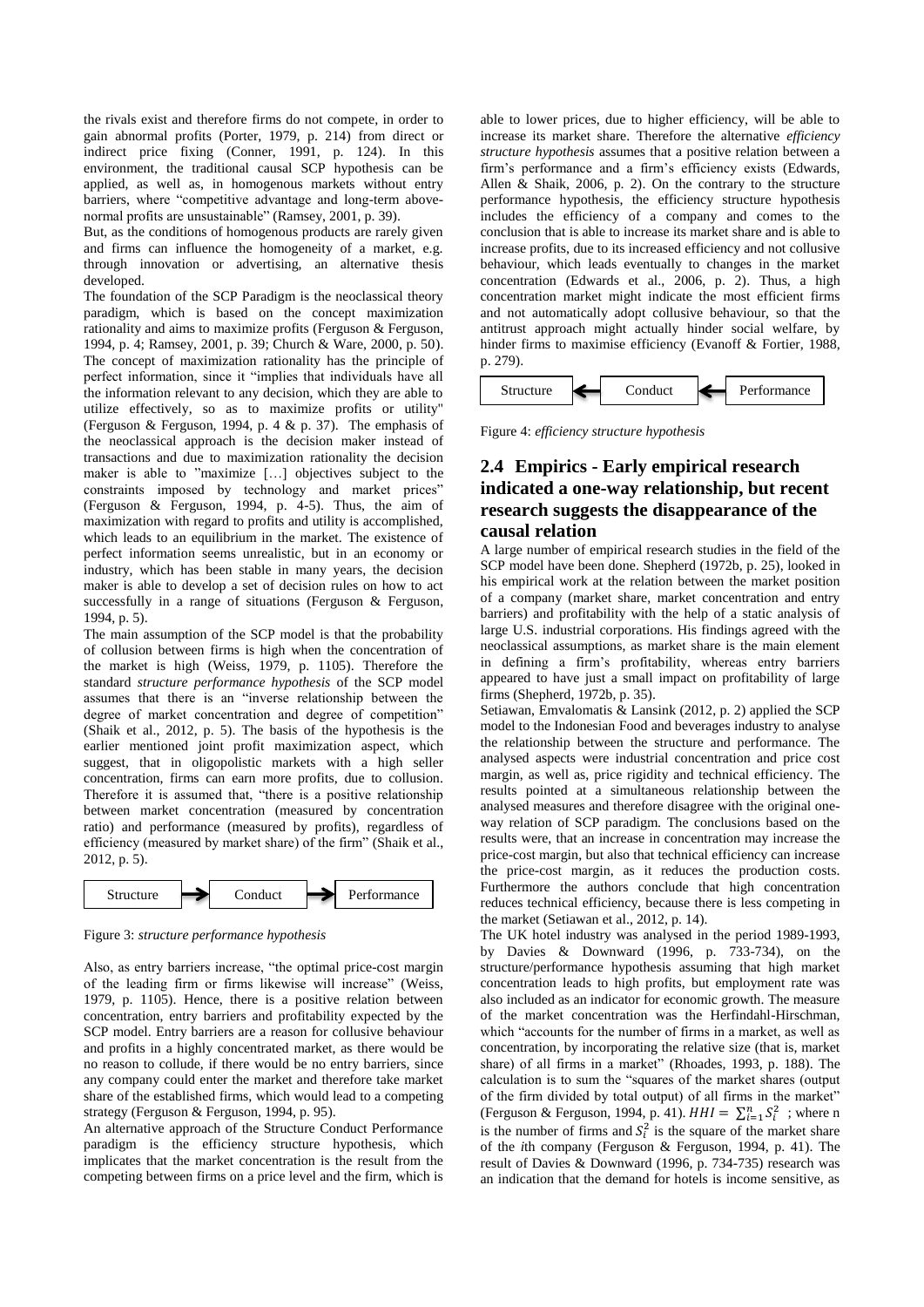the rivals exist and therefore firms do not compete, in order to gain abnormal profits (Porter, 1979, p. 214) from direct or indirect price fixing (Conner, 1991, p. 124). In this environment, the traditional causal SCP hypothesis can be applied, as well as, in homogenous markets without entry barriers, where "competitive advantage and long-term above-normal profits are unsustainable" (Ramsey, 2001, p. 39).

But, as the conditions of homogenous products are rarely given and firms can influence the homogeneity of a market, e.g. through innovation or advertising, an alternative thesis developed.

The foundation of the SCP Paradigm is the neoclassical theory paradigm, which is based on the concept maximization rationality and aims to maximize profits (Ferguson & Ferguson, 1994, p. 4; Ramsey, 2001, p. 39; Church & Ware, 2000, p. 50). The concept of maximization rationality has the principle of perfect information, since it "implies that individuals have all the information relevant to any decision, which they are able to utilize effectively, so as to maximize profits or utility" (Ferguson & Ferguson, 1994, p. 4 & p. 37). The emphasis of the neoclassical approach is the decision maker instead of transactions and due to maximization rationality the decision maker is able to "maximize […] objectives subject to the constraints imposed by technology and market prices" (Ferguson & Ferguson, 1994, p. 4-5). Thus, the aim of maximization with regard to profits and utility is accomplished, which leads to an equilibrium in the market. The existence of perfect information seems unrealistic, but in an economy or industry, which has been stable in many years, the decision maker is able to develop a set of decision rules on how to act successfully in a range of situations (Ferguson & Ferguson, 1994, p. 5).

The main assumption of the SCP model is that the probability of collusion between firms is high when the concentration of the market is high (Weiss, 1979, p. 1105). Therefore the standard *structure performance hypothesis* of the SCP model assumes that there is an "inverse relationship between the degree of market concentration and degree of competition" (Shaik et al., 2012, p. 5). The basis of the hypothesis is the earlier mentioned joint profit maximization aspect, which suggest, that in oligopolistic markets with a high seller concentration, firms can earn more profits, due to collusion. Therefore it is assumed that, "there is a positive relationship between market concentration (measured by concentration ratio) and performance (measured by profits), regardless of efficiency (measured by market share) of the firm" (Shaik et al., 2012, p. 5).

Structure → Conduct → Performance

Figure 3: *structure performance hypothesis*

Also, as entry barriers increase, "the optimal price-cost margin of the leading firm or firms likewise will increase" (Weiss, 1979, p. 1105). Hence, there is a positive relation between concentration, entry barriers and profitability expected by the SCP model. Entry barriers are a reason for collusive behaviour and profits in a highly concentrated market, as there would be no reason to collude, if there would be no entry barriers, since any company could enter the market and therefore take market share of the established firms, which would lead to a competing strategy (Ferguson & Ferguson, 1994, p. 95).

An alternative approach of the Structure Conduct Performance paradigm is the efficiency structure hypothesis, which implicates that the market concentration is the result from the competing between firms on a price level and the firm, which is able to lower prices, due to higher efficiency, will be able to increase its market share. Therefore the alternative *efficiency structure hypothesis* assumes that a positive relation between a firm's performance and a firm's efficiency exists (Edwards, Allen & Shaik, 2006, p. 2). On the contrary to the structure performance hypothesis, the efficiency structure hypothesis includes the efficiency of a company and comes to the conclusion that is able to increase its market share and is able to increase profits, due to its increased efficiency and not collusive behaviour, which leads eventually to changes in the market concentration (Edwards et al., 2006, p. 2). Thus, a high concentration market might indicate the most efficient firms and not automatically adopt collusive behaviour, so that the antitrust approach might actually hinder social welfare, by hinder firms to maximise efficiency (Evanoff & Fortier, 1988, p. 279).

Structure ← Conduct ← Performance

Figure 4: *efficiency structure hypothesis*

## 2.4 Empirics - Early empirical research indicated a one-way relationship, but recent research suggests the disappearance of the causal relation

A large number of empirical research studies in the field of the SCP model have been done. Shepherd (1972b, p. 25), looked in his empirical work at the relation between the market position of a company (market share, market concentration and entry barriers) and profitability with the help of a static analysis of large U.S. industrial corporations. His findings agreed with the neoclassical assumptions, as market share is the main element in defining a firm's profitability, whereas entry barriers appeared to have just a small impact on profitability of large firms (Shepherd, 1972b, p. 35).

Setiawan, Emvalomatis & Lansink (2012, p. 2) applied the SCP model to the Indonesian Food and beverages industry to analyse the relationship between the structure and performance. The analysed aspects were industrial concentration and price cost margin, as well as, price rigidity and technical efficiency. The results pointed at a simultaneous relationship between the analysed measures and therefore disagree with the original one-way relation of SCP paradigm. The conclusions based on the results were, that an increase in concentration may increase the price-cost margin, but also that technical efficiency can increase the price-cost margin, as it reduces the production costs. Furthermore the authors conclude that high concentration reduces technical efficiency, because there is less competing in the market (Setiawan et al., 2012, p. 14).

The UK hotel industry was analysed in the period 1989-1993, by Davies & Downward (1996, p. 733-734), on the structure/performance hypothesis assuming that high market concentration leads to high profits, but employment rate was also included as an indicator for economic growth. The measure of the market concentration was the Herfindahl-Hirschman, which "accounts for the number of firms in a market, as well as concentration, by incorporating the relative size (that is, market share) of all firms in a market" (Rhoades, 1993, p. 188). The calculation is to sum the "squares of the market shares (output of the firm divided by total output) of all firms in the market" (Ferguson & Ferguson, 1994, p. 41). $HHI = \sum_{i=1}^{n} S_i^2$ ; where n is the number of firms and $S_i^2$ is the square of the market share of the *i*th company (Ferguson & Ferguson, 1994, p. 41). The result of Davies & Downward (1996, p. 734-735) research was an indication that the demand for hotels is income sensitive, as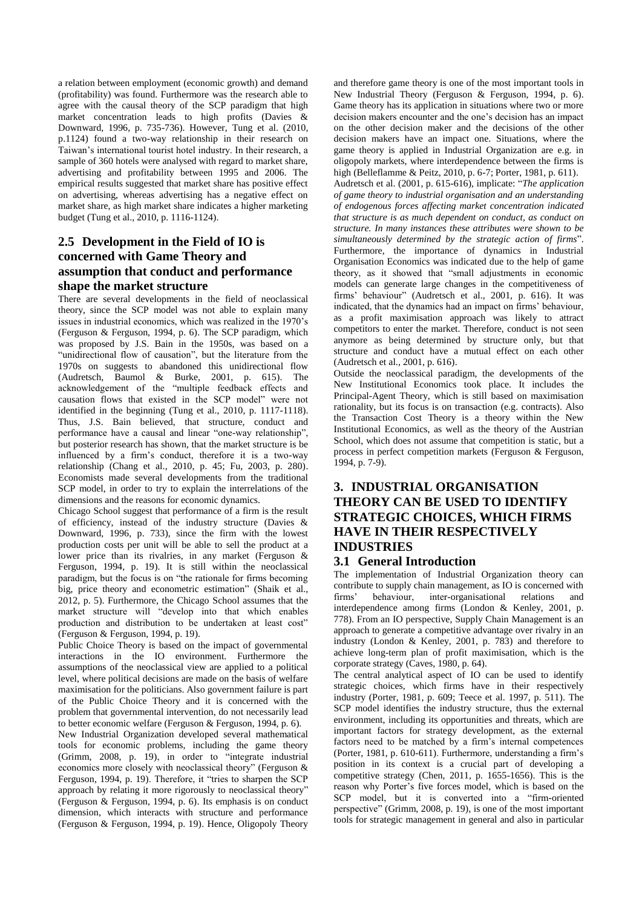a relation between employment (economic growth) and demand (profitability) was found. Furthermore was the research able to agree with the causal theory of the SCP paradigm that high market concentration leads to high profits (Davies & Downward, 1996, p. 735-736). However, Tung et al. (2010, p.1124) found a two-way relationship in their research on Taiwan's international tourist hotel industry. In their research, a sample of 360 hotels were analysed with regard to market share, advertising and profitability between 1995 and 2006. The empirical results suggested that market share has positive effect on advertising, whereas advertising has a negative effect on market share, as high market share indicates a higher marketing budget (Tung et al., 2010, p. 1116-1124).

## 2.5 Development in the Field of IO is concerned with Game Theory and assumption that conduct and performance shape the market structure

There are several developments in the field of neoclassical theory, since the SCP model was not able to explain many issues in industrial economics, which was realized in the 1970's (Ferguson & Ferguson, 1994, p. 6). The SCP paradigm, which was proposed by J.S. Bain in the 1950s, was based on a "unidirectional flow of causation", but the literature from the 1970s on suggests to abandoned this unidirectional flow (Audretsch, Baumol & Burke, 2001, p. 615). The acknowledgement of the "multiple feedback effects and causation flows that existed in the SCP model" were not identified in the beginning (Tung et al., 2010, p. 1117-1118). Thus, J.S. Bain believed, that structure, conduct and performance have a causal and linear "one-way relationship", but posterior research has shown, that the market structure is be influenced by a firm's conduct, therefore it is a two-way relationship (Chang et al., 2010, p. 45; Fu, 2003, p. 280). Economists made several developments from the traditional SCP model, in order to try to explain the interrelations of the dimensions and the reasons for economic dynamics.

Chicago School suggest that performance of a firm is the result of efficiency, instead of the industry structure (Davies & Downward, 1996, p. 733), since the firm with the lowest production costs per unit will be able to sell the product at a lower price than its rivalries, in any market (Ferguson & Ferguson, 1994, p. 19). It is still within the neoclassical paradigm, but the focus is on "the rationale for firms becoming big, price theory and econometric estimation" (Shaik et al., 2012, p. 5). Furthermore, the Chicago School assumes that the market structure will "develop into that which enables production and distribution to be undertaken at least cost" (Ferguson & Ferguson, 1994, p. 19).

Public Choice Theory is based on the impact of governmental interactions in the IO environment. Furthermore the assumptions of the neoclassical view are applied to a political level, where political decisions are made on the basis of welfare maximisation for the politicians. Also government failure is part of the Public Choice Theory and it is concerned with the problem that governmental intervention, do not necessarily lead to better economic welfare (Ferguson & Ferguson, 1994, p. 6).

New Industrial Organization developed several mathematical tools for economic problems, including the game theory (Grimm, 2008, p. 19), in order to "integrate industrial economics more closely with neoclassical theory" (Ferguson & Ferguson, 1994, p. 19). Therefore, it "tries to sharpen the SCP approach by relating it more rigorously to neoclassical theory" (Ferguson & Ferguson, 1994, p. 6). Its emphasis is on conduct dimension, which interacts with structure and performance (Ferguson & Ferguson, 1994, p. 19). Hence, Oligopoly Theory and therefore game theory is one of the most important tools in New Industrial Theory (Ferguson & Ferguson, 1994, p. 6). Game theory has its application in situations where two or more decision makers encounter and the one's decision has an impact on the other decision maker and the decisions of the other decision makers have an impact one. Situations, where the game theory is applied in Industrial Organization are e.g. in oligopoly markets, where interdependence between the firms is high (Belleflamme & Peitz, 2010, p. 6-7; Porter, 1981, p. 611).

Audretsch et al. (2001, p. 615-616), implicate: "*The application of game theory to industrial organisation and an understanding of endogenous forces affecting market concentration indicated that structure is as much dependent on conduct, as conduct on structure. In many instances these attributes were shown to be simultaneously determined by the strategic action of firms*". Furthermore, the importance of dynamics in Industrial Organisation Economics was indicated due to the help of game theory, as it showed that "small adjustments in economic models can generate large changes in the competitiveness of firms' behaviour" (Audretsch et al., 2001, p. 616). It was indicated, that the dynamics had an impact on firms' behaviour, as a profit maximisation approach was likely to attract competitors to enter the market. Therefore, conduct is not seen anymore as being determined by structure only, but that structure and conduct have a mutual effect on each other (Audretsch et al., 2001, p. 616).

Outside the neoclassical paradigm, the developments of the New Institutional Economics took place. It includes the Principal-Agent Theory, which is still based on maximisation rationality, but its focus is on transaction (e.g. contracts). Also the Transaction Cost Theory is a theory within the New Institutional Economics, as well as the theory of the Austrian School, which does not assume that competition is static, but a process in perfect competition markets (Ferguson & Ferguson, 1994, p. 7-9).

# 3. INDUSTRIAL ORGANISATION THEORY CAN BE USED TO IDENTIFY STRATEGIC CHOICES, WHICH FIRMS HAVE IN THEIR RESPECTIVELY INDUSTRIES

## 3.1 General Introduction

The implementation of Industrial Organization theory can contribute to supply chain management, as IO is concerned with firms' behaviour, inter-organisational relations and interdependence among firms (London & Kenley, 2001, p. 778). From an IO perspective, Supply Chain Management is an approach to generate a competitive advantage over rivalry in an industry (London & Kenley, 2001, p. 783) and therefore to achieve long-term plan of profit maximisation, which is the corporate strategy (Caves, 1980, p. 64).

The central analytical aspect of IO can be used to identify strategic choices, which firms have in their respectively industry (Porter, 1981, p. 609; Teece et al. 1997, p. 511). The SCP model identifies the industry structure, thus the external environment, including its opportunities and threats, which are important factors for strategy development, as the external factors need to be matched by a firm's internal competences (Porter, 1981, p. 610-611). Furthermore, understanding a firm's position in its context is a crucial part of developing a competitive strategy (Chen, 2011, p. 1655-1656). This is the reason why Porter's five forces model, which is based on the SCP model, but it is converted into a "firm-oriented perspective" (Grimm, 2008, p. 19), is one of the most important tools for strategic management in general and also in particular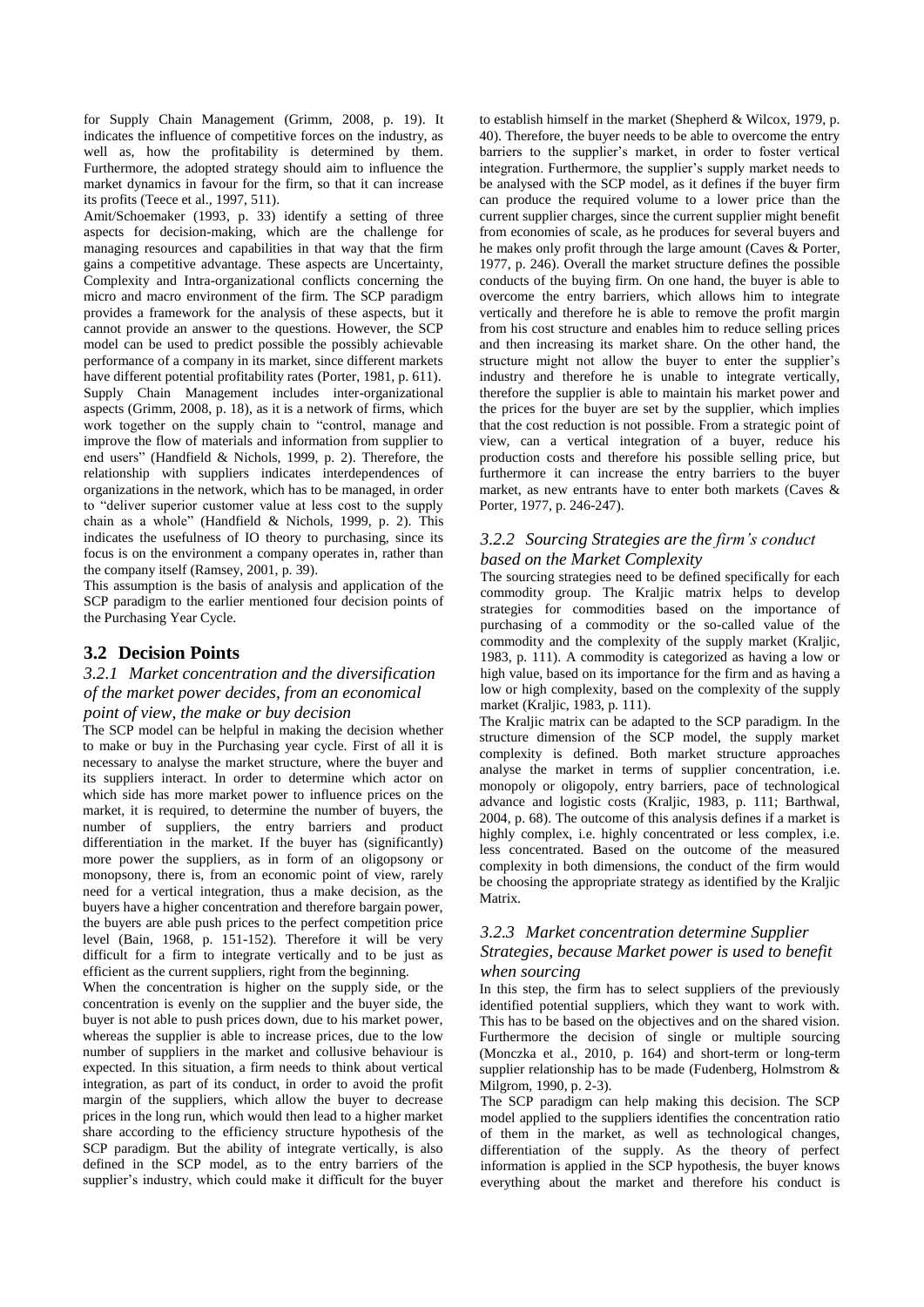for Supply Chain Management (Grimm, 2008, p. 19). It indicates the influence of competitive forces on the industry, as well as, how the profitability is determined by them. Furthermore, the adopted strategy should aim to influence the market dynamics in favour for the firm, so that it can increase its profits (Teece et al., 1997, 511).

Amit/Schoemaker (1993, p. 33) identify a setting of three aspects for decision-making, which are the challenge for managing resources and capabilities in that way that the firm gains a competitive advantage. These aspects are Uncertainty, Complexity and Intra-organizational conflicts concerning the micro and macro environment of the firm. The SCP paradigm provides a framework for the analysis of these aspects, but it cannot provide an answer to the questions. However, the SCP model can be used to predict possible the possibly achievable performance of a company in its market, since different markets have different potential profitability rates (Porter, 1981, p. 611).

Supply Chain Management includes inter-organizational aspects (Grimm, 2008, p. 18), as it is a network of firms, which work together on the supply chain to "control, manage and improve the flow of materials and information from supplier to end users" (Handfield & Nichols, 1999, p. 2). Therefore, the relationship with suppliers indicates interdependences of organizations in the network, which has to be managed, in order to "deliver superior customer value at less cost to the supply chain as a whole" (Handfield & Nichols, 1999, p. 2). This indicates the usefulness of IO theory to purchasing, since its focus is on the environment a company operates in, rather than the company itself (Ramsey, 2001, p. 39).

This assumption is the basis of analysis and application of the SCP paradigm to the earlier mentioned four decision points of the Purchasing Year Cycle.

## 3.2 Decision Points

### *3.2.1 Market concentration and the diversification of the market power decides, from an economical point of view, the make or buy decision*

The SCP model can be helpful in making the decision whether to make or buy in the Purchasing year cycle. First of all it is necessary to analyse the market structure, where the buyer and its suppliers interact. In order to determine which actor on which side has more market power to influence prices on the market, it is required, to determine the number of buyers, the number of suppliers, the entry barriers and product differentiation in the market. If the buyer has (significantly) more power the suppliers, as in form of an oligopsony or monopsony, there is, from an economic point of view, rarely need for a vertical integration, thus a make decision, as the buyers have a higher concentration and therefore bargain power, the buyers are able push prices to the perfect competition price level (Bain, 1968, p. 151-152). Therefore it will be very difficult for a firm to integrate vertically and to be just as efficient as the current suppliers, right from the beginning.

When the concentration is higher on the supply side, or the concentration is evenly on the supplier and the buyer side, the buyer is not able to push prices down, due to his market power, whereas the supplier is able to increase prices, due to the low number of suppliers in the market and collusive behaviour is expected. In this situation, a firm needs to think about vertical integration, as part of its conduct, in order to avoid the profit margin of the suppliers, which allow the buyer to decrease prices in the long run, which would then lead to a higher market share according to the efficiency structure hypothesis of the SCP paradigm. But the ability of integrate vertically, is also defined in the SCP model, as to the entry barriers of the supplier's industry, which could make it difficult for the buyer to establish himself in the market (Shepherd & Wilcox, 1979, p. 40). Therefore, the buyer needs to be able to overcome the entry barriers to the supplier's market, in order to foster vertical integration. Furthermore, the supplier's supply market needs to be analysed with the SCP model, as it defines if the buyer firm can produce the required volume to a lower price than the current supplier charges, since the current supplier might benefit from economies of scale, as he produces for several buyers and he makes only profit through the large amount (Caves & Porter, 1977, p. 246). Overall the market structure defines the possible conducts of the buying firm. On one hand, the buyer is able to overcome the entry barriers, which allows him to integrate vertically and therefore he is able to remove the profit margin from his cost structure and enables him to reduce selling prices and then increasing its market share. On the other hand, the structure might not allow the buyer to enter the supplier's industry and therefore he is unable to integrate vertically, therefore the supplier is able to maintain his market power and the prices for the buyer are set by the supplier, which implies that the cost reduction is not possible. From a strategic point of view, can a vertical integration of a buyer, reduce his production costs and therefore his possible selling price, but furthermore it can increase the entry barriers to the buyer market, as new entrants have to enter both markets (Caves & Porter, 1977, p. 246-247).

### *3.2.2 Sourcing Strategies are the firm's conduct based on the Market Complexity*

The sourcing strategies need to be defined specifically for each commodity group. The Kraljic matrix helps to develop strategies for commodities based on the importance of purchasing of a commodity or the so-called value of the commodity and the complexity of the supply market (Kraljic, 1983, p. 111). A commodity is categorized as having a low or high value, based on its importance for the firm and as having a low or high complexity, based on the complexity of the supply market (Kraljic, 1983, p. 111).

The Kraljic matrix can be adapted to the SCP paradigm. In the structure dimension of the SCP model, the supply market complexity is defined. Both market structure approaches analyse the market in terms of supplier concentration, i.e. monopoly or oligopoly, entry barriers, pace of technological advance and logistic costs (Kraljic, 1983, p. 111; Barthwal, 2004, p. 68). The outcome of this analysis defines if a market is highly complex, i.e. highly concentrated or less complex, i.e. less concentrated. Based on the outcome of the measured complexity in both dimensions, the conduct of the firm would be choosing the appropriate strategy as identified by the Kraljic Matrix.

### *3.2.3 Market concentration determine Supplier Strategies, because Market power is used to benefit when sourcing*

In this step, the firm has to select suppliers of the previously identified potential suppliers, which they want to work with. This has to be based on the objectives and on the shared vision. Furthermore the decision of single or multiple sourcing (Monczka et al., 2010, p. 164) and short-term or long-term supplier relationship has to be made (Fudenberg, Holmstrom & Milgrom, 1990, p. 2-3).

The SCP paradigm can help making this decision. The SCP model applied to the suppliers identifies the concentration ratio of them in the market, as well as technological changes, differentiation of the supply. As the theory of perfect information is applied in the SCP hypothesis, the buyer knows everything about the market and therefore his conduct is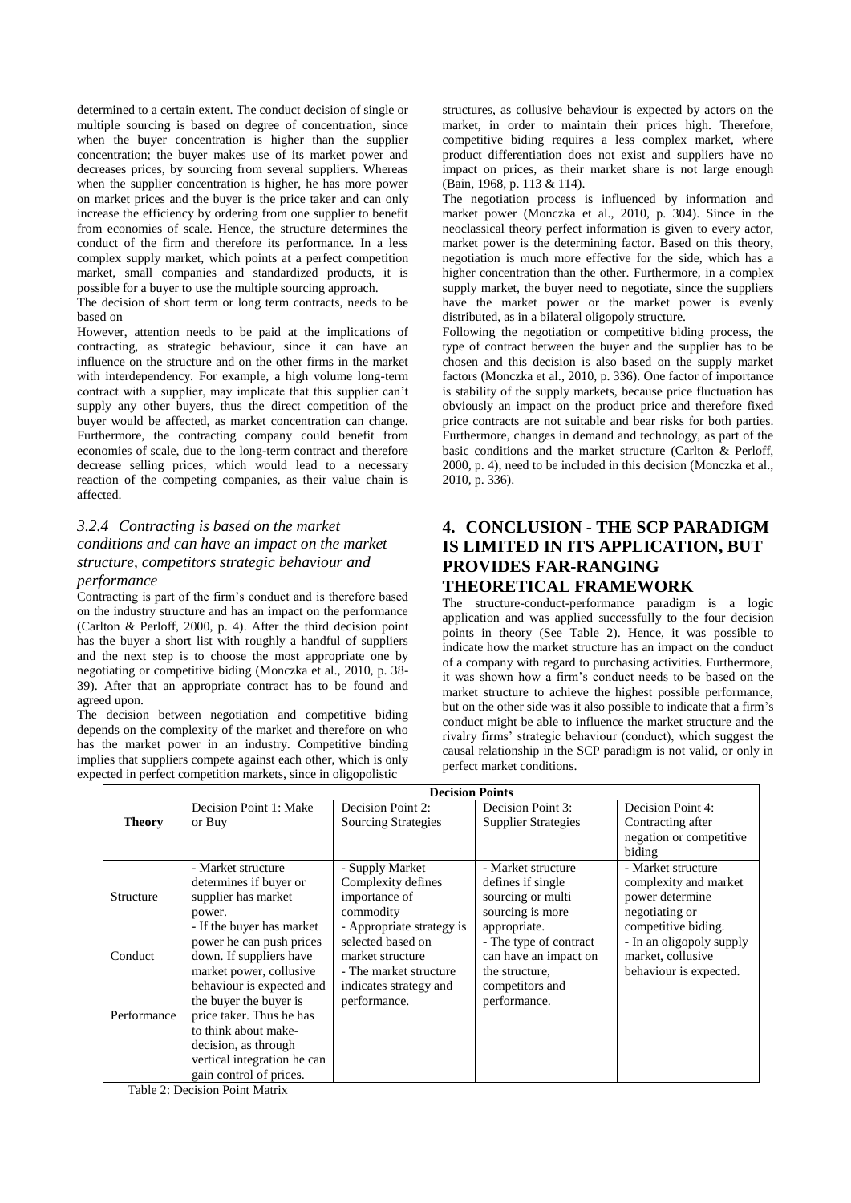determined to a certain extent. The conduct decision of single or multiple sourcing is based on degree of concentration, since when the buyer concentration is higher than the supplier concentration; the buyer makes use of its market power and decreases prices, by sourcing from several suppliers. Whereas when the supplier concentration is higher, he has more power on market prices and the buyer is the price taker and can only increase the efficiency by ordering from one supplier to benefit from economies of scale. Hence, the structure determines the conduct of the firm and therefore its performance. In a less complex supply market, which points at a perfect competition market, small companies and standardized products, it is possible for a buyer to use the multiple sourcing approach.

The decision of short term or long term contracts, needs to be based on

However, attention needs to be paid at the implications of contracting, as strategic behaviour, since it can have an influence on the structure and on the other firms in the market with interdependency. For example, a high volume long-term contract with a supplier, may implicate that this supplier can't supply any other buyers, thus the direct competition of the buyer would be affected, as market concentration can change. Furthermore, the contracting company could benefit from economies of scale, due to the long-term contract and therefore decrease selling prices, which would lead to a necessary reaction of the competing companies, as their value chain is affected.

### *3.2.4 Contracting is based on the market conditions and can have an impact on the market structure, competitors strategic behaviour and performance*

Contracting is part of the firm's conduct and is therefore based on the industry structure and has an impact on the performance (Carlton & Perloff, 2000, p. 4). After the third decision point has the buyer a short list with roughly a handful of suppliers and the next step is to choose the most appropriate one by negotiating or competitive biding (Monczka et al., 2010, p. 38-39). After that an appropriate contract has to be found and agreed upon.

The decision between negotiation and competitive biding depends on the complexity of the market and therefore on who has the market power in an industry. Competitive binding implies that suppliers compete against each other, which is only expected in perfect competition markets, since in oligopolistic structures, as collusive behaviour is expected by actors on the market, in order to maintain their prices high. Therefore, competitive biding requires a less complex market, where product differentiation does not exist and suppliers have no impact on prices, as their market share is not large enough (Bain, 1968, p. 113 & 114).

The negotiation process is influenced by information and market power (Monczka et al., 2010, p. 304). Since in the neoclassical theory perfect information is given to every actor, market power is the determining factor. Based on this theory, negotiation is much more effective for the side, which has a higher concentration than the other. Furthermore, in a complex supply market, the buyer need to negotiate, since the suppliers have the market power or the market power is evenly distributed, as in a bilateral oligopoly structure.

Following the negotiation or competitive biding process, the type of contract between the buyer and the supplier has to be chosen and this decision is also based on the supply market factors (Monczka et al., 2010, p. 336). One factor of importance is stability of the supply markets, because price fluctuation has obviously an impact on the product price and therefore fixed price contracts are not suitable and bear risks for both parties. Furthermore, changes in demand and technology, as part of the basic conditions and the market structure (Carlton & Perloff, 2000, p. 4), need to be included in this decision (Monczka et al., 2010, p. 336).

## 4. CONCLUSION - THE SCP PARADIGM IS LIMITED IN ITS APPLICATION, BUT PROVIDES FAR-RANGING THEORETICAL FRAMEWORK

The structure-conduct-performance paradigm is a logic application and was applied successfully to the four decision points in theory (See Table 2). Hence, it was possible to indicate how the market structure has an impact on the conduct of a company with regard to purchasing activities. Furthermore, it was shown how a firm's conduct needs to be based on the market structure to achieve the highest possible performance, but on the other side was it also possible to indicate that a firm's conduct might be able to influence the market structure and the rivalry firms' strategic behaviour (conduct), which suggest the causal relationship in the SCP paradigm is not valid, or only in perfect market conditions.

| | Decision Points | | | |
|---|---|---|---|---|
| **Theory** | Decision Point 1: Make or Buy | Decision Point 2: Sourcing Strategies | Decision Point 3: Supplier Strategies | Decision Point 4: Contracting after negation or competitive biding |
| Structure<br><br>Conduct<br><br>Performance | - Market structure determines if buyer or supplier has market power.<br>- If the buyer has market power he can push prices down. If suppliers have market power, collusive behaviour is expected and the buyer the buyer is price taker. Thus he has to think about make-decision, as through vertical integration he can gain control of prices. | - Supply Market Complexity defines importance of commodity<br>- Appropriate strategy is selected based on market structure<br>- The market structure indicates strategy and performance. | - Market structure defines if single sourcing or multi sourcing is more appropriate.<br>- The type of contract can have an impact on the structure, competitors and performance. | - Market structure complexity and market power determine negotiating or competitive biding.<br>- In an oligopoly supply market, collusive behaviour is expected. |

Table 2: Decision Point Matrix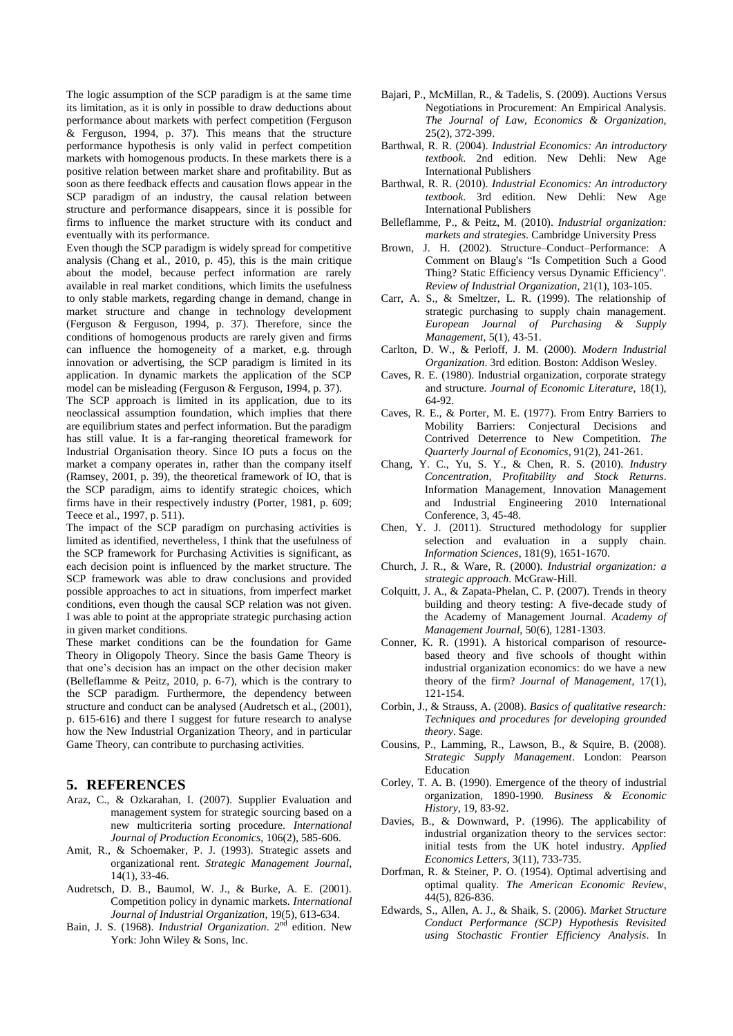The logic assumption of the SCP paradigm is at the same time its limitation, as it is only in possible to draw deductions about performance about markets with perfect competition (Ferguson & Ferguson, 1994, p. 37). This means that the structure performance hypothesis is only valid in perfect competition markets with homogenous products. In these markets there is a positive relation between market share and profitability. But as soon as there feedback effects and causation flows appear in the SCP paradigm of an industry, the causal relation between structure and performance disappears, since it is possible for firms to influence the market structure with its conduct and eventually with its performance.

Even though the SCP paradigm is widely spread for competitive analysis (Chang et al., 2010, p. 45), this is the main critique about the model, because perfect information are rarely available in real market conditions, which limits the usefulness to only stable markets, regarding change in demand, change in market structure and change in technology development (Ferguson & Ferguson, 1994, p. 37). Therefore, since the conditions of homogenous products are rarely given and firms can influence the homogeneity of a market, e.g. through innovation or advertising, the SCP paradigm is limited in its application. In dynamic markets the application of the SCP model can be misleading (Ferguson & Ferguson, 1994, p. 37).

The SCP approach is limited in its application, due to its neoclassical assumption foundation, which implies that there are equilibrium states and perfect information. But the paradigm has still value. It is a far-ranging theoretical framework for Industrial Organisation theory. Since IO puts a focus on the market a company operates in, rather than the company itself (Ramsey, 2001, p. 39), the theoretical framework of IO, that is the SCP paradigm, aims to identify strategic choices, which firms have in their respectively industry (Porter, 1981, p. 609; Teece et al., 1997, p. 511).

The impact of the SCP paradigm on purchasing activities is limited as identified, nevertheless, I think that the usefulness of the SCP framework for Purchasing Activities is significant, as each decision point is influenced by the market structure. The SCP framework was able to draw conclusions and provided possible approaches to act in situations, from imperfect market conditions, even though the causal SCP relation was not given. I was able to point at the appropriate strategic purchasing action in given market conditions.

These market conditions can be the foundation for Game Theory in Oligopoly Theory. Since the basis Game Theory is that one's decision has an impact on the other decision maker (Belleflamme & Peitz, 2010, p. 6-7), which is the contrary to the SCP paradigm. Furthermore, the dependency between structure and conduct can be analysed (Audretsch et al., (2001), p. 615-616) and there I suggest for future research to analyse how the New Industrial Organization Theory, and in particular Game Theory, can contribute to purchasing activities.

## 5. REFERENCES

Araz, C., & Ozkarahan, I. (2007). Supplier Evaluation and management system for strategic sourcing based on a new multicriteria sorting procedure. *International Journal of Production Economics*, 106(2), 585-606.

Amit, R., & Schoemaker, P. J. (1993). Strategic assets and organizational rent. *Strategic Management Journal*, 14(1), 33-46.

Audretsch, D. B., Baumol, W. J., & Burke, A. E. (2001). Competition policy in dynamic markets. *International Journal of Industrial Organization*, 19(5), 613-634.

Bain, J. S. (1968). *Industrial Organization*. 2nd edition. New York: John Wiley & Sons, Inc.

Bajari, P., McMillan, R., & Tadelis, S. (2009). Auctions Versus Negotiations in Procurement: An Empirical Analysis. *The Journal of Law, Economics & Organization*, 25(2), 372-399.

Barthwal, R. R. (2004). *Industrial Economics: An introductory textbook*. 2nd edition. New Dehli: New Age International Publishers

Barthwal, R. R. (2010). *Industrial Economics: An introductory textbook*. 3rd edition. New Dehli: New Age International Publishers

Belleflamme, P., & Peitz, M. (2010). *Industrial organization: markets and strategies*. Cambridge University Press

Brown, J. H. (2002). Structure–Conduct–Performance: A Comment on Blaug's "Is Competition Such a Good Thing? Static Efficiency versus Dynamic Efficiency". *Review of Industrial Organization*, 21(1), 103-105.

Carr, A. S., & Smeltzer, L. R. (1999). The relationship of strategic purchasing to supply chain management. *European Journal of Purchasing & Supply Management*, 5(1), 43-51.

Carlton, D. W., & Perloff, J. M. (2000). *Modern Industrial Organization*. 3rd edition. Boston: Addison Wesley.

Caves, R. E. (1980). Industrial organization, corporate strategy and structure. *Journal of Economic Literature*, 18(1), 64-92.

Caves, R. E., & Porter, M. E. (1977). From Entry Barriers to Mobility Barriers: Conjectural Decisions and Contrived Deterrence to New Competition. *The Quarterly Journal of Economics*, 91(2), 241-261.

Chang, Y. C., Yu, S. Y., & Chen, R. S. (2010). *Industry Concentration, Profitability and Stock Returns*. Information Management, Innovation Management and Industrial Engineering 2010 International Conference, 3, 45-48.

Chen, Y. J. (2011). Structured methodology for supplier selection and evaluation in a supply chain. *Information Sciences*, 181(9), 1651-1670.

Church, J. R., & Ware, R. (2000). *Industrial organization: a strategic approach*. McGraw-Hill.

Colquitt, J. A., & Zapata-Phelan, C. P. (2007). Trends in theory building and theory testing: A five-decade study of the Academy of Management Journal. *Academy of Management Journal*, 50(6), 1281-1303.

Conner, K. R. (1991). A historical comparison of resource-based theory and five schools of thought within industrial organization economics: do we have a new theory of the firm? *Journal of Management*, 17(1), 121-154.

Corbin, J., & Strauss, A. (2008). *Basics of qualitative research: Techniques and procedures for developing grounded theory*. Sage.

Cousins, P., Lamming, R., Lawson, B., & Squire, B. (2008). *Strategic Supply Management*. London: Pearson Education

Corley, T. A. B. (1990). Emergence of the theory of industrial organization, 1890-1990. *Business & Economic History*, 19, 83-92.

Davies, B., & Downward, P. (1996). The applicability of industrial organization theory to the services sector: initial tests from the UK hotel industry. *Applied Economics Letters*, 3(11), 733-735.

Dorfman, R. & Steiner, P. O. (1954). Optimal advertising and optimal quality. *The American Economic Review*, 44(5), 826-836.

Edwards, S., Allen, A. J., & Shaik, S. (2006). *Market Structure Conduct Performance (SCP) Hypothesis Revisited using Stochastic Frontier Efficiency Analysis*. In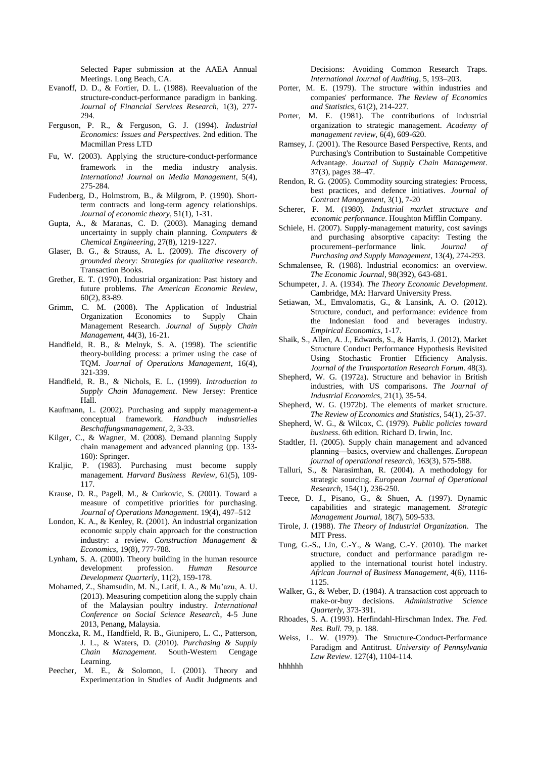Selected Paper submission at the AAEA Annual Meetings. Long Beach, CA.

Evanoff, D. D., & Fortier, D. L. (1988). Reevaluation of the structure-conduct-performance paradigm in banking. *Journal of Financial Services Research*, 1(3), 277-294.

Ferguson, P. R., & Ferguson, G. J. (1994). *Industrial Economics: Issues and Perspectives*. 2nd edition. The Macmillan Press LTD

Fu, W. (2003). Applying the structure-conduct-performance framework in the media industry analysis. *International Journal on Media Management*, 5(4), 275-284.

Fudenberg, D., Holmstrom, B., & Milgrom, P. (1990). Short-term contracts and long-term agency relationships. *Journal of economic theory*, 51(1), 1-31.

Gupta, A., & Maranas, C. D. (2003). Managing demand uncertainty in supply chain planning. *Computers & Chemical Engineering*, 27(8), 1219-1227.

Glaser, B. G., & Strauss, A. L. (2009). *The discovery of grounded theory: Strategies for qualitative research*. Transaction Books.

Grether, E. T. (1970). Industrial organization: Past history and future problems. *The American Economic Review*, 60(2), 83-89.

Grimm, C. M. (2008). The Application of Industrial Organization Economics to Supply Chain Management Research. *Journal of Supply Chain Management*, 44(3), 16-21.

Handfield, R. B., & Melnyk, S. A. (1998). The scientific theory-building process: a primer using the case of TQM. *Journal of Operations Management*, 16(4), 321-339.

Handfield, R. B., & Nichols, E. L. (1999). *Introduction to Supply Chain Management*. New Jersey: Prentice Hall.

Kaufmann, L. (2002). Purchasing and supply management-a conceptual framework. *Handbuch industrielles Beschaffungsmanagement*, 2, 3-33.

Kilger, C., & Wagner, M. (2008). Demand planning Supply chain management and advanced planning (pp. 133-160): Springer.

Kraljic, P. (1983). Purchasing must become supply management. *Harvard Business Review*, 61(5), 109-117.

Krause, D. R., Pagell, M., & Curkovic, S. (2001). Toward a measure of competitive priorities for purchasing. *Journal of Operations Management*. 19(4), 497–512

London, K. A., & Kenley, R. (2001). An industrial organization economic supply chain approach for the construction industry: a review. *Construction Management & Economics*, 19(8), 777-788.

Lynham, S. A. (2000). Theory building in the human resource development profession. *Human Resource Development Quarterly*, 11(2), 159-178.

Mohamed, Z., Shamsudin, M. N., Latif, I. A., & Mu'azu, A. U. (2013). Measuring competition along the supply chain of the Malaysian poultry industry. *International Conference on Social Science Research*, 4-5 June 2013, Penang, Malaysia.

Monczka, R. M., Handfield, R. B., Giunipero, L. C., Patterson, J. L., & Waters, D. (2010). *Purchasing & Supply Chain Management*. South-Western Cengage Learning.

Peecher, M. E., & Solomon, I. (2001). Theory and Experimentation in Studies of Audit Judgments and Decisions: Avoiding Common Research Traps. *International Journal of Auditing*, 5, 193–203.

Porter, M. E. (1979). The structure within industries and companies' performance. *The Review of Economics and Statistics*, 61(2), 214-227.

Porter, M. E. (1981). The contributions of industrial organization to strategic management. *Academy of management review*, 6(4), 609-620.

Ramsey, J. (2001). The Resource Based Perspective, Rents, and Purchasing's Contribution to Sustainable Competitive Advantage. *Journal of Supply Chain Management*. 37(3), pages 38–47.

Rendon, R. G. (2005). Commodity sourcing strategies: Process, best practices, and defence initiatives. *Journal of Contract Management*, 3(1), 7-20

Scherer, F. M. (1980). *Industrial market structure and economic performance*. Houghton Mifflin Company.

Schiele, H. (2007). Supply-management maturity, cost savings and purchasing absorptive capacity: Testing the procurement–performance link. *Journal of Purchasing and Supply Management*, 13(4), 274-293.

Schmalensee, R. (1988). Industrial economics: an overview. *The Economic Journal*, 98(392), 643-681.

Schumpeter, J. A. (1934). *The Theory Economic Development*. Cambridge, MA: Harvard University Press.

Setiawan, M., Emvalomatis, G., & Lansink, A. O. (2012). Structure, conduct, and performance: evidence from the Indonesian food and beverages industry. *Empirical Economics*, 1-17.

Shaik, S., Allen, A. J., Edwards, S., & Harris, J. (2012). Market Structure Conduct Performance Hypothesis Revisited Using Stochastic Frontier Efficiency Analysis. *Journal of the Transportation Research Forum*. 48(3).

Shepherd, W. G. (1972a). Structure and behavior in British industries, with US comparisons. *The Journal of Industrial Economics*, 21(1), 35-54.

Shepherd, W. G. (1972b). The elements of market structure. *The Review of Economics and Statistics*, 54(1), 25-37.

Shepherd, W. G., & Wilcox, C. (1979). *Public policies toward business*. 6th edition. Richard D. Irwin, Inc.

Stadtler, H. (2005). Supply chain management and advanced planning—basics, overview and challenges. *European journal of operational research*, 163(3), 575-588.

Talluri, S., & Narasimhan, R. (2004). A methodology for strategic sourcing. *European Journal of Operational Research*, 154(1), 236-250.

Teece, D. J., Pisano, G., & Shuen, A. (1997). Dynamic capabilities and strategic management. *Strategic Management Journal*, 18(7), 509-533.

Tirole, J. (1988). *The Theory of Industrial Organization*. The MIT Press.

Tung, G.-S., Lin, C.-Y., & Wang, C.-Y. (2010). The market structure, conduct and performance paradigm re-applied to the international tourist hotel industry. *African Journal of Business Management*, 4(6), 1116-1125.

Walker, G., & Weber, D. (1984). A transaction cost approach to make-or-buy decisions. *Administrative Science Quarterly*, 373-391.

Rhoades, S. A. (1993). Herfindahl-Hirschman Index. *The. Fed. Res. Bull.* 79, p. 188.

Weiss, L. W. (1979). The Structure-Conduct-Performance Paradigm and Antitrust. *University of Pennsylvania Law Review*. 127(4), 1104-114.

hhhhhh